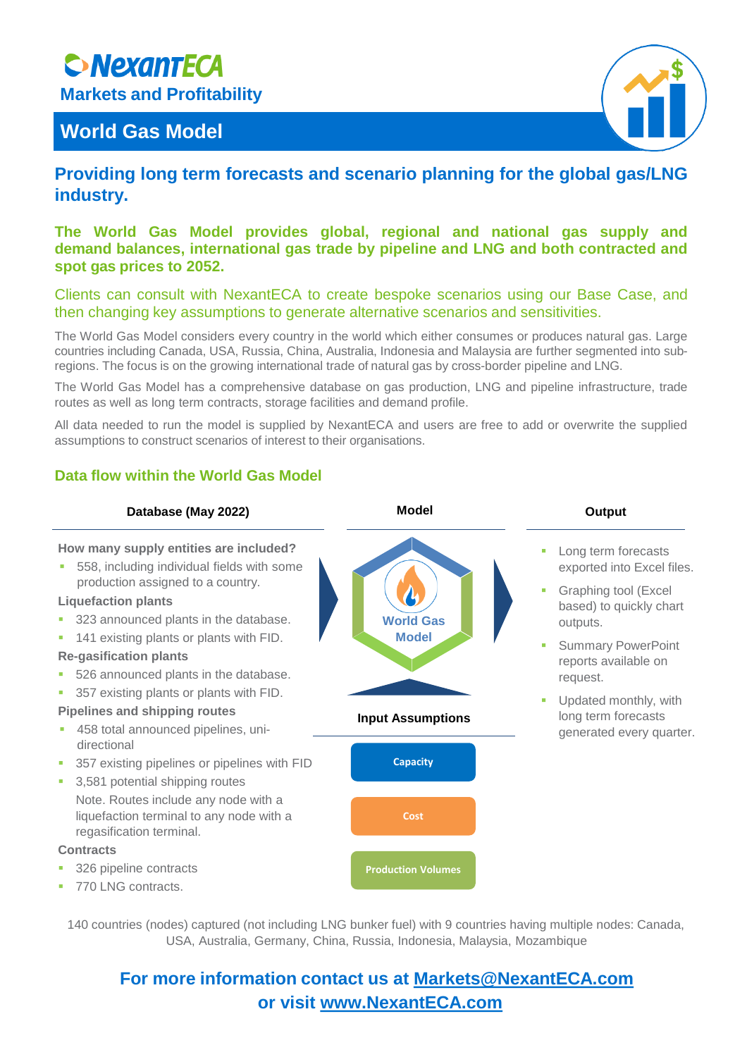# NexantECA

**Markets and Profitability**

## World Gas Model

### Providing long term forecasts and scenario planning for the global gas/LNG industry.

**The World Gas Model provides global, regional and national gas supply and demand balances, international gas trade by pipeline and LNG and both contracted and spot gas prices to 2052.**

Clients can consult with NexantECA to create bespoke scenarios using our Base Case, and then changing key assumptions to generate alternative scenarios and sensitivities.

The World Gas Model considers every country in the world which either consumes or produces natural gas. Large countries including Canada, USA, Russia, China, Australia, Indonesia and Malaysia are further segmented into sub-regions. The focus is on the growing international trade of natural gas by cross-border pipeline and LNG.

The World Gas Model has a comprehensive database on gas production, LNG and pipeline infrastructure, trade routes as well as long term contracts, storage facilities and demand profile.

All data needed to run the model is supplied by NexantECA and users are free to add or overwrite the supplied assumptions to construct scenarios of interest to their organisations.

### Data flow within the World Gas Model

#### Database (May 2022)

**How many supply entities are included?**

- 558, including individual fields with some production assigned to a country.

**Liquefaction plants**

- 323 announced plants in the database.
- 141 existing plants or plants with FID.

**Re-gasification plants**

- 526 announced plants in the database.
- 357 existing plants or plants with FID.

**Pipelines and shipping routes**

- 458 total announced pipelines, uni-directional
- 357 existing pipelines or pipelines with FID
- 3,581 potential shipping routes

  Note. Routes include any node with a liquefaction terminal to any node with a regasification terminal.

**Contracts**

- 326 pipeline contracts
- 770 LNG contracts.

#### Model

World Gas Model

**Input Assumptions**

- Capacity
- Cost
- Production Volumes

#### Output

- Long term forecasts exported into Excel files.
- Graphing tool (Excel based) to quickly chart outputs.
- Summary PowerPoint reports available on request.
- Updated monthly, with long term forecasts generated every quarter.

140 countries (nodes) captured (not including LNG bunker fuel) with 9 countries having multiple nodes: Canada, USA, Australia, Germany, China, Russia, Indonesia, Malaysia, Mozambique

**For more information contact us at Markets@NexantECA.com or visit www.NexantECA.com**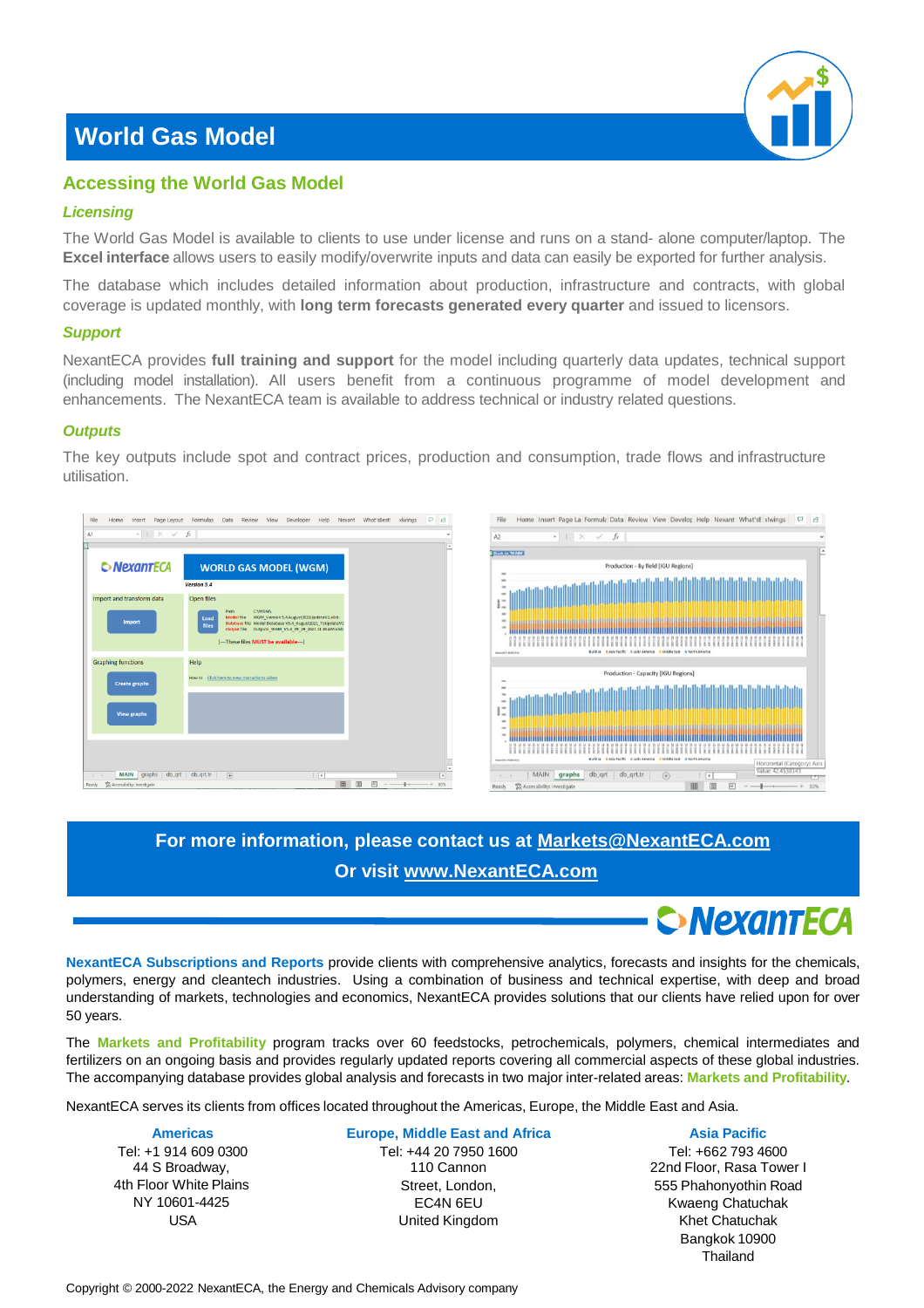# World Gas Model

## Accessing the World Gas Model

### Licensing

The World Gas Model is available to clients to use under license and runs on a stand- alone computer/laptop. The **Excel interface** allows users to easily modify/overwrite inputs and data can easily be exported for further analysis.

The database which includes detailed information about production, infrastructure and contracts, with global coverage is updated monthly, with **long term forecasts generated every quarter** and issued to licensors.

### Support

NexantECA provides **full training and support** for the model including quarterly data updates, technical support (including model installation). All users benefit from a continuous programme of model development and enhancements. The NexantECA team is available to address technical or industry related questions.

### Outputs

The key outputs include spot and contract prices, production and consumption, trade flows and infrastructure utilisation.

**For more information, please contact us at Markets@NexantECA.com**

**Or visit www.NexantECA.com**

NexantECA

**NexantECA Subscriptions and Reports** provide clients with comprehensive analytics, forecasts and insights for the chemicals, polymers, energy and cleantech industries. Using a combination of business and technical expertise, with deep and broad understanding of markets, technologies and economics, NexantECA provides solutions that our clients have relied upon for over 50 years.

The **Markets and Profitability** program tracks over 60 feedstocks, petrochemicals, polymers, chemical intermediates and fertilizers on an ongoing basis and provides regularly updated reports covering all commercial aspects of these global industries. The accompanying database provides global analysis and forecasts in two major inter-related areas: **Markets and Profitability**.

NexantECA serves its clients from offices located throughout the Americas, Europe, the Middle East and Asia.

**Americas**
Tel: +1 914 609 0300
44 S Broadway,
4th Floor White Plains
NY 10601-4425
USA

**Europe, Middle East and Africa**
Tel: +44 20 7950 1600
110 Cannon
Street, London,
EC4N 6EU
United Kingdom

**Asia Pacific**
Tel: +662 793 4600
22nd Floor, Rasa Tower I
555 Phahonyothin Road
Kwaeng Chatuchak
Khet Chatuchak
Bangkok 10900
Thailand

Copyright © 2000-2022 NexantECA, the Energy and Chemicals Advisory company